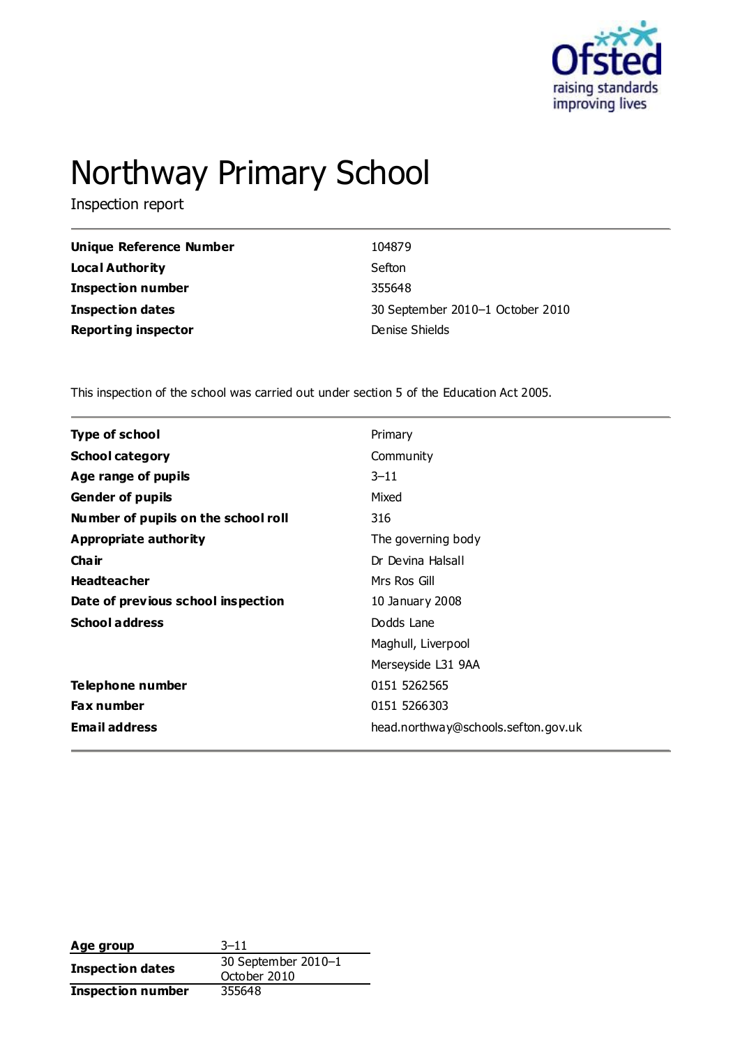# Northway Primary School

Inspection report

| | |
|---|---|
| **Unique Reference Number** | 104879 |
| **Local Authority** | Sefton |
| **Inspection number** | 355648 |
| **Inspection dates** | 30 September 2010–1 October 2010 |
| **Reporting inspector** | Denise Shields |

This inspection of the school was carried out under section 5 of the Education Act 2005.

| | |
|---|---|
| **Type of school** | Primary |
| **School category** | Community |
| **Age range of pupils** | 3–11 |
| **Gender of pupils** | Mixed |
| **Number of pupils on the school roll** | 316 |
| **Appropriate authority** | The governing body |
| **Chair** | Dr Devina Halsall |
| **Headteacher** | Mrs Ros Gill |
| **Date of previous school inspection** | 10 January 2008 |
| **School address** | Dodds Lane |
| | Maghull, Liverpool |
| | Merseyside L31 9AA |
| **Telephone number** | 0151 5262565 |
| **Fax number** | 0151 5266303 |
| **Email address** | head.northway@schools.sefton.gov.uk |

| | |
|---|---|
| **Age group** | 3–11 |
| **Inspection dates** | 30 September 2010–1 October 2010 |
| **Inspection number** | 355648 |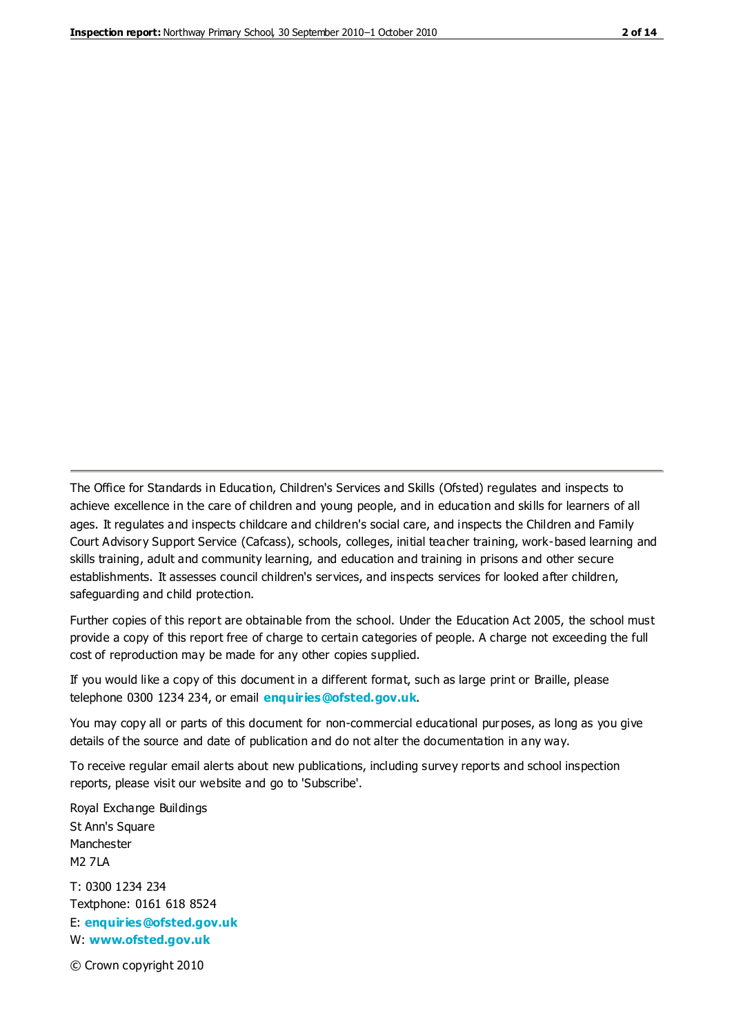The Office for Standards in Education, Children's Services and Skills (Ofsted) regulates and inspects to achieve excellence in the care of children and young people, and in education and skills for learners of all ages. It regulates and inspects childcare and children's social care, and inspects the Children and Family Court Advisory Support Service (Cafcass), schools, colleges, initial teacher training, work-based learning and skills training, adult and community learning, and education and training in prisons and other secure establishments. It assesses council children's services, and inspects services for looked after children, safeguarding and child protection.

Further copies of this report are obtainable from the school. Under the Education Act 2005, the school must provide a copy of this report free of charge to certain categories of people. A charge not exceeding the full cost of reproduction may be made for any other copies supplied.

If you would like a copy of this document in a different format, such as large print or Braille, please telephone 0300 1234 234, or email **enquiries@ofsted.gov.uk**.

You may copy all or parts of this document for non-commercial educational purposes, as long as you give details of the source and date of publication and do not alter the documentation in any way.

To receive regular email alerts about new publications, including survey reports and school inspection reports, please visit our website and go to 'Subscribe'.

Royal Exchange Buildings
St Ann's Square
Manchester
M2 7LA

T: 0300 1234 234
Textphone: 0161 618 8524
E: **enquiries@ofsted.gov.uk**
W: **www.ofsted.gov.uk**

© Crown copyright 2010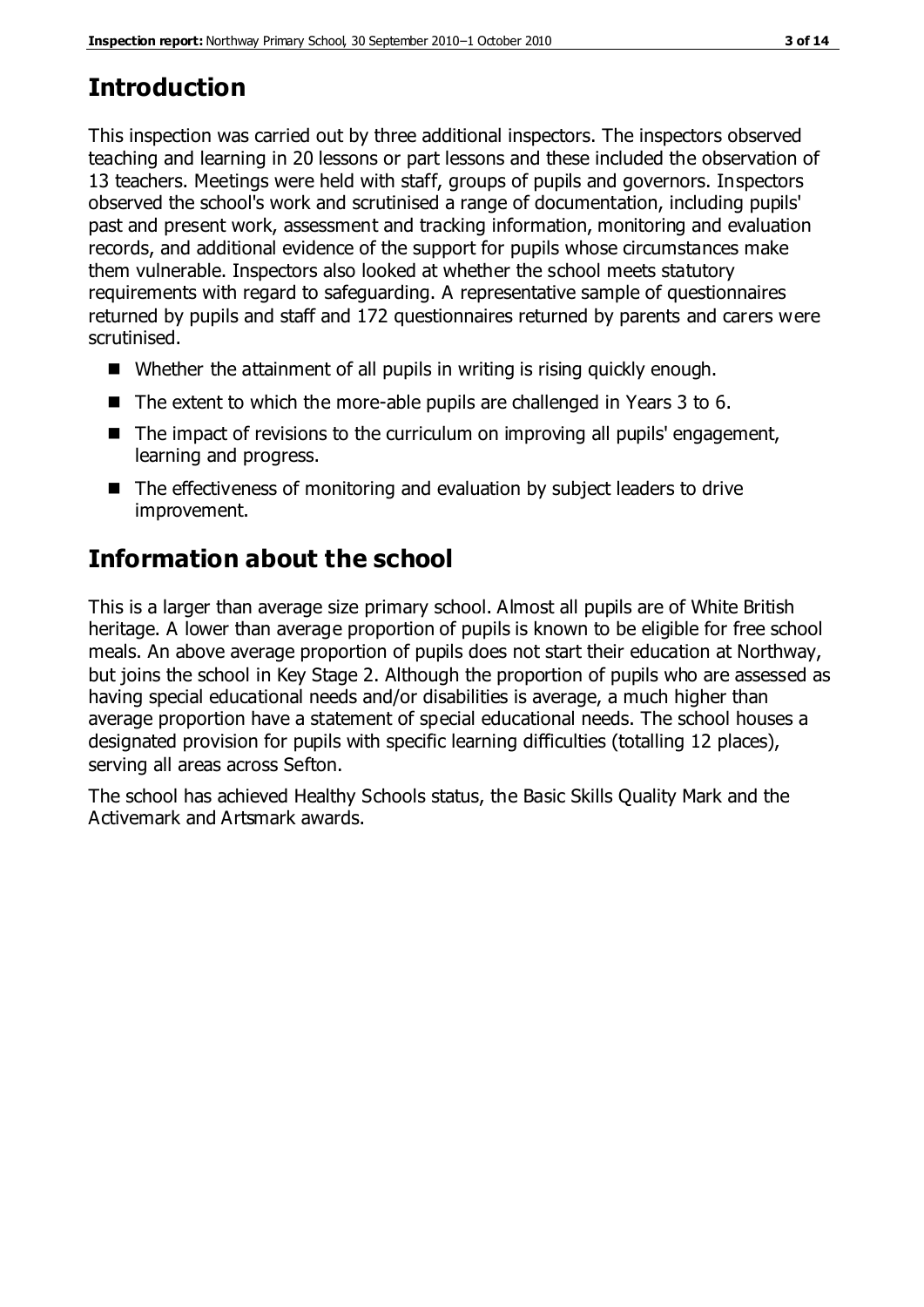## Introduction

This inspection was carried out by three additional inspectors. The inspectors observed teaching and learning in 20 lessons or part lessons and these included the observation of 13 teachers. Meetings were held with staff, groups of pupils and governors. Inspectors observed the school's work and scrutinised a range of documentation, including pupils' past and present work, assessment and tracking information, monitoring and evaluation records, and additional evidence of the support for pupils whose circumstances make them vulnerable. Inspectors also looked at whether the school meets statutory requirements with regard to safeguarding. A representative sample of questionnaires returned by pupils and staff and 172 questionnaires returned by parents and carers were scrutinised.

- Whether the attainment of all pupils in writing is rising quickly enough.
- The extent to which the more-able pupils are challenged in Years 3 to 6.
- The impact of revisions to the curriculum on improving all pupils' engagement, learning and progress.
- The effectiveness of monitoring and evaluation by subject leaders to drive improvement.

## Information about the school

This is a larger than average size primary school. Almost all pupils are of White British heritage. A lower than average proportion of pupils is known to be eligible for free school meals. An above average proportion of pupils does not start their education at Northway, but joins the school in Key Stage 2. Although the proportion of pupils who are assessed as having special educational needs and/or disabilities is average, a much higher than average proportion have a statement of special educational needs. The school houses a designated provision for pupils with specific learning difficulties (totalling 12 places), serving all areas across Sefton.

The school has achieved Healthy Schools status, the Basic Skills Quality Mark and the Activemark and Artsmark awards.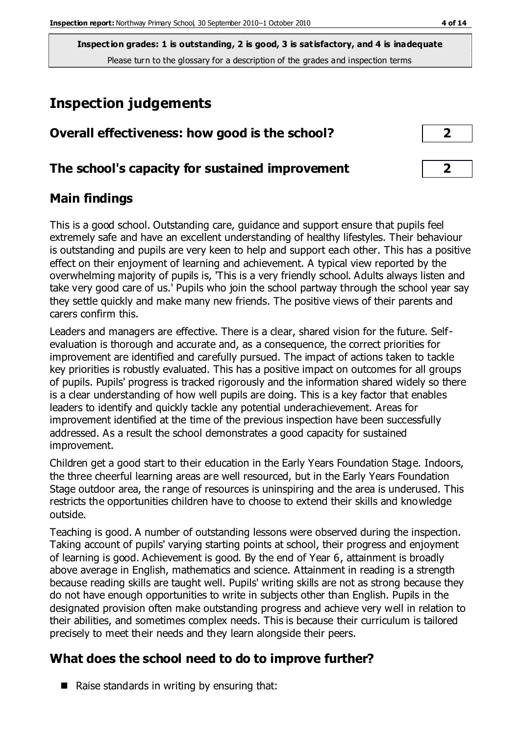**Inspection grades: 1 is outstanding, 2 is good, 3 is satisfactory, and 4 is inadequate**
Please turn to the glossary for a description of the grades and inspection terms

# Inspection judgements

| Overall effectiveness: how good is the school? | 2 |
|---|---|
| The school's capacity for sustained improvement | 2 |

## Main findings

This is a good school. Outstanding care, guidance and support ensure that pupils feel extremely safe and have an excellent understanding of healthy lifestyles. Their behaviour is outstanding and pupils are very keen to help and support each other. This has a positive effect on their enjoyment of learning and achievement. A typical view reported by the overwhelming majority of pupils is, 'This is a very friendly school. Adults always listen and take very good care of us.' Pupils who join the school partway through the school year say they settle quickly and make many new friends. The positive views of their parents and carers confirm this.

Leaders and managers are effective. There is a clear, shared vision for the future. Self-evaluation is thorough and accurate and, as a consequence, the correct priorities for improvement are identified and carefully pursued. The impact of actions taken to tackle key priorities is robustly evaluated. This has a positive impact on outcomes for all groups of pupils. Pupils' progress is tracked rigorously and the information shared widely so there is a clear understanding of how well pupils are doing. This is a key factor that enables leaders to identify and quickly tackle any potential underachievement. Areas for improvement identified at the time of the previous inspection have been successfully addressed. As a result the school demonstrates a good capacity for sustained improvement.

Children get a good start to their education in the Early Years Foundation Stage. Indoors, the three cheerful learning areas are well resourced, but in the Early Years Foundation Stage outdoor area, the range of resources is uninspiring and the area is underused. This restricts the opportunities children have to choose to extend their skills and knowledge outside.

Teaching is good. A number of outstanding lessons were observed during the inspection. Taking account of pupils' varying starting points at school, their progress and enjoyment of learning is good. Achievement is good. By the end of Year 6, attainment is broadly above average in English, mathematics and science. Attainment in reading is a strength because reading skills are taught well. Pupils' writing skills are not as strong because they do not have enough opportunities to write in subjects other than English. Pupils in the designated provision often make outstanding progress and achieve very well in relation to their abilities, and sometimes complex needs. This is because their curriculum is tailored precisely to meet their needs and they learn alongside their peers.

## What does the school need to do to improve further?

- Raise standards in writing by ensuring that: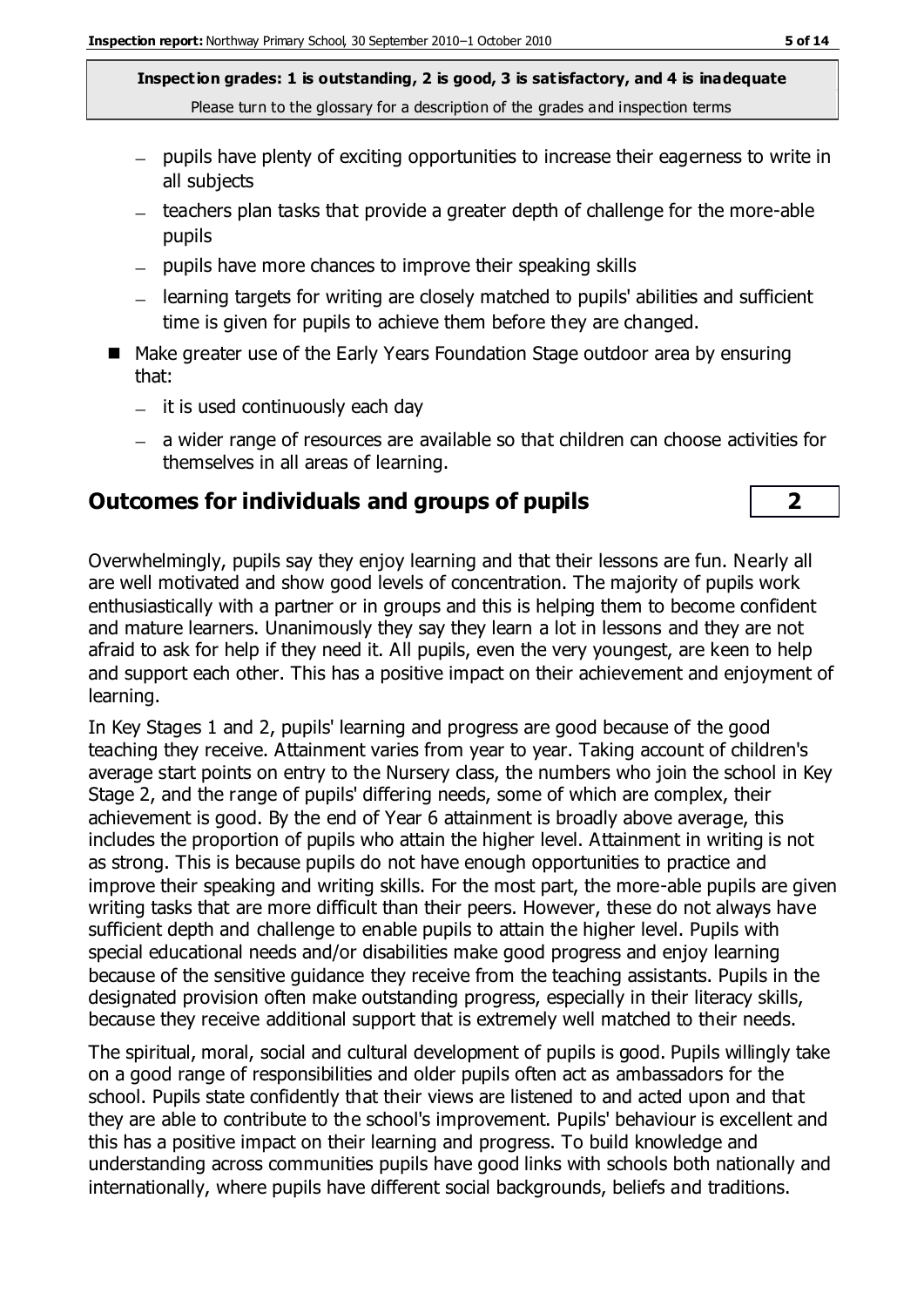**Inspection grades: 1 is outstanding, 2 is good, 3 is satisfactory, and 4 is inadequate**
Please turn to the glossary for a description of the grades and inspection terms

  - pupils have plenty of exciting opportunities to increase their eagerness to write in all subjects
  - teachers plan tasks that provide a greater depth of challenge for the more-able pupils
  - pupils have more chances to improve their speaking skills
  - learning targets for writing are closely matched to pupils' abilities and sufficient time is given for pupils to achieve them before they are changed.
- Make greater use of the Early Years Foundation Stage outdoor area by ensuring that:
  - it is used continuously each day
  - a wider range of resources are available so that children can choose activities for themselves in all areas of learning.

## Outcomes for individuals and groups of pupils **2**

Overwhelmingly, pupils say they enjoy learning and that their lessons are fun. Nearly all are well motivated and show good levels of concentration. The majority of pupils work enthusiastically with a partner or in groups and this is helping them to become confident and mature learners. Unanimously they say they learn a lot in lessons and they are not afraid to ask for help if they need it. All pupils, even the very youngest, are keen to help and support each other. This has a positive impact on their achievement and enjoyment of learning.

In Key Stages 1 and 2, pupils' learning and progress are good because of the good teaching they receive. Attainment varies from year to year. Taking account of children's average start points on entry to the Nursery class, the numbers who join the school in Key Stage 2, and the range of pupils' differing needs, some of which are complex, their achievement is good. By the end of Year 6 attainment is broadly above average, this includes the proportion of pupils who attain the higher level. Attainment in writing is not as strong. This is because pupils do not have enough opportunities to practice and improve their speaking and writing skills. For the most part, the more-able pupils are given writing tasks that are more difficult than their peers. However, these do not always have sufficient depth and challenge to enable pupils to attain the higher level. Pupils with special educational needs and/or disabilities make good progress and enjoy learning because of the sensitive guidance they receive from the teaching assistants. Pupils in the designated provision often make outstanding progress, especially in their literacy skills, because they receive additional support that is extremely well matched to their needs.

The spiritual, moral, social and cultural development of pupils is good. Pupils willingly take on a good range of responsibilities and older pupils often act as ambassadors for the school. Pupils state confidently that their views are listened to and acted upon and that they are able to contribute to the school's improvement. Pupils' behaviour is excellent and this has a positive impact on their learning and progress. To build knowledge and understanding across communities pupils have good links with schools both nationally and internationally, where pupils have different social backgrounds, beliefs and traditions.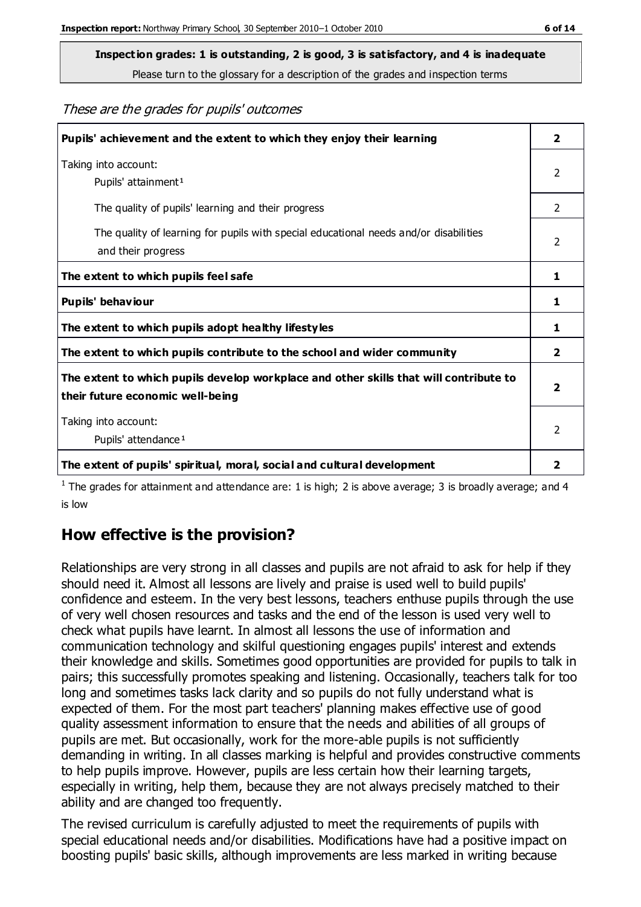**Inspection grades: 1 is outstanding, 2 is good, 3 is satisfactory, and 4 is inadequate**

Please turn to the glossary for a description of the grades and inspection terms

*These are the grades for pupils' outcomes*

| | |
|---|---|
| **Pupils' achievement and the extent to which they enjoy their learning** | **2** |
| Taking into account: Pupils' attainment[1] | 2 |
| The quality of pupils' learning and their progress | 2 |
| The quality of learning for pupils with special educational needs and/or disabilities and their progress | 2 |
| **The extent to which pupils feel safe** | **1** |
| **Pupils' behaviour** | **1** |
| **The extent to which pupils adopt healthy lifestyles** | **1** |
| **The extent to which pupils contribute to the school and wider community** | **2** |
| **The extent to which pupils develop workplace and other skills that will contribute to their future economic well-being** | **2** |
| Taking into account: Pupils' attendance[1] | 2 |
| **The extent of pupils' spiritual, moral, social and cultural development** | **2** |

[1] The grades for attainment and attendance are: 1 is high; 2 is above average; 3 is broadly average; and 4 is low

## How effective is the provision?

Relationships are very strong in all classes and pupils are not afraid to ask for help if they should need it. Almost all lessons are lively and praise is used well to build pupils' confidence and esteem. In the very best lessons, teachers enthuse pupils through the use of very well chosen resources and tasks and the end of the lesson is used very well to check what pupils have learnt. In almost all lessons the use of information and communication technology and skilful questioning engages pupils' interest and extends their knowledge and skills. Sometimes good opportunities are provided for pupils to talk in pairs; this successfully promotes speaking and listening. Occasionally, teachers talk for too long and sometimes tasks lack clarity and so pupils do not fully understand what is expected of them. For the most part teachers' planning makes effective use of good quality assessment information to ensure that the needs and abilities of all groups of pupils are met. But occasionally, work for the more-able pupils is not sufficiently demanding in writing. In all classes marking is helpful and provides constructive comments to help pupils improve. However, pupils are less certain how their learning targets, especially in writing, help them, because they are not always precisely matched to their ability and are changed too frequently.

The revised curriculum is carefully adjusted to meet the requirements of pupils with special educational needs and/or disabilities. Modifications have had a positive impact on boosting pupils' basic skills, although improvements are less marked in writing because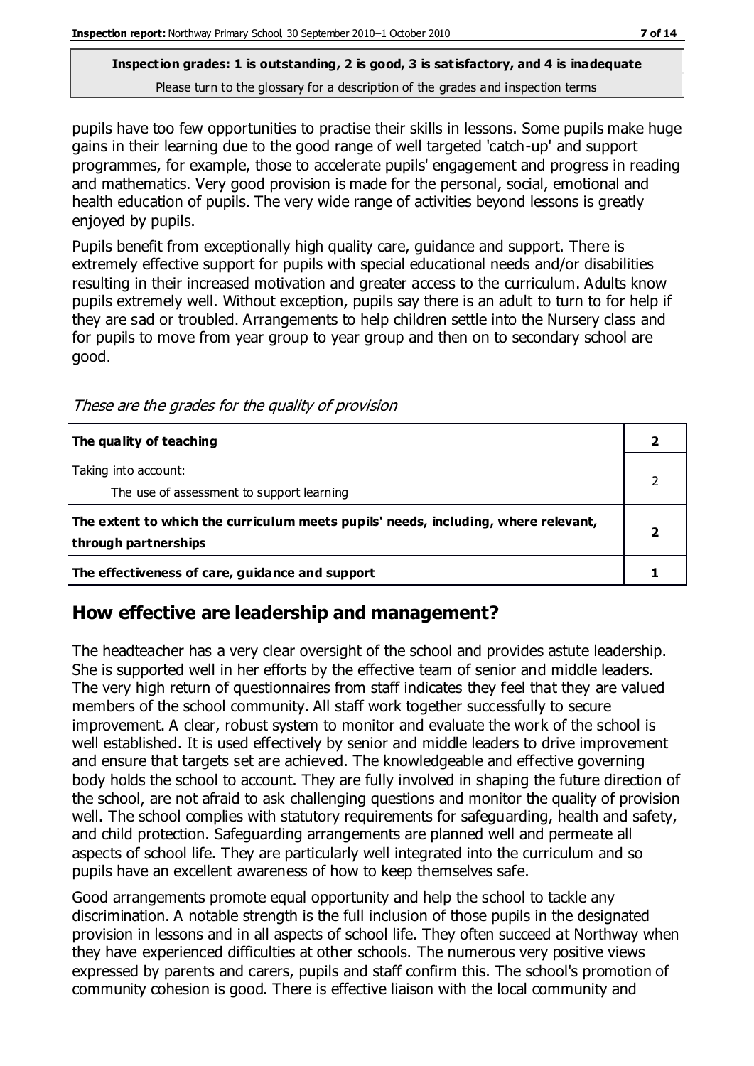**Inspection grades: 1 is outstanding, 2 is good, 3 is satisfactory, and 4 is inadequate**

Please turn to the glossary for a description of the grades and inspection terms

pupils have too few opportunities to practise their skills in lessons. Some pupils make huge gains in their learning due to the good range of well targeted 'catch-up' and support programmes, for example, those to accelerate pupils' engagement and progress in reading and mathematics. Very good provision is made for the personal, social, emotional and health education of pupils. The very wide range of activities beyond lessons is greatly enjoyed by pupils.

Pupils benefit from exceptionally high quality care, guidance and support. There is extremely effective support for pupils with special educational needs and/or disabilities resulting in their increased motivation and greater access to the curriculum. Adults know pupils extremely well. Without exception, pupils say there is an adult to turn to for help if they are sad or troubled. Arrangements to help children settle into the Nursery class and for pupils to move from year group to year group and then on to secondary school are good.

*These are the grades for the quality of provision*

| | |
|---|---|
| **The quality of teaching** | **2** |
| Taking into account:<br>The use of assessment to support learning | 2 |
| **The extent to which the curriculum meets pupils' needs, including, where relevant, through partnerships** | **2** |
| **The effectiveness of care, guidance and support** | **1** |

## How effective are leadership and management?

The headteacher has a very clear oversight of the school and provides astute leadership. She is supported well in her efforts by the effective team of senior and middle leaders. The very high return of questionnaires from staff indicates they feel that they are valued members of the school community. All staff work together successfully to secure improvement. A clear, robust system to monitor and evaluate the work of the school is well established. It is used effectively by senior and middle leaders to drive improvement and ensure that targets set are achieved. The knowledgeable and effective governing body holds the school to account. They are fully involved in shaping the future direction of the school, are not afraid to ask challenging questions and monitor the quality of provision well. The school complies with statutory requirements for safeguarding, health and safety, and child protection. Safeguarding arrangements are planned well and permeate all aspects of school life. They are particularly well integrated into the curriculum and so pupils have an excellent awareness of how to keep themselves safe.

Good arrangements promote equal opportunity and help the school to tackle any discrimination. A notable strength is the full inclusion of those pupils in the designated provision in lessons and in all aspects of school life. They often succeed at Northway when they have experienced difficulties at other schools. The numerous very positive views expressed by parents and carers, pupils and staff confirm this. The school's promotion of community cohesion is good. There is effective liaison with the local community and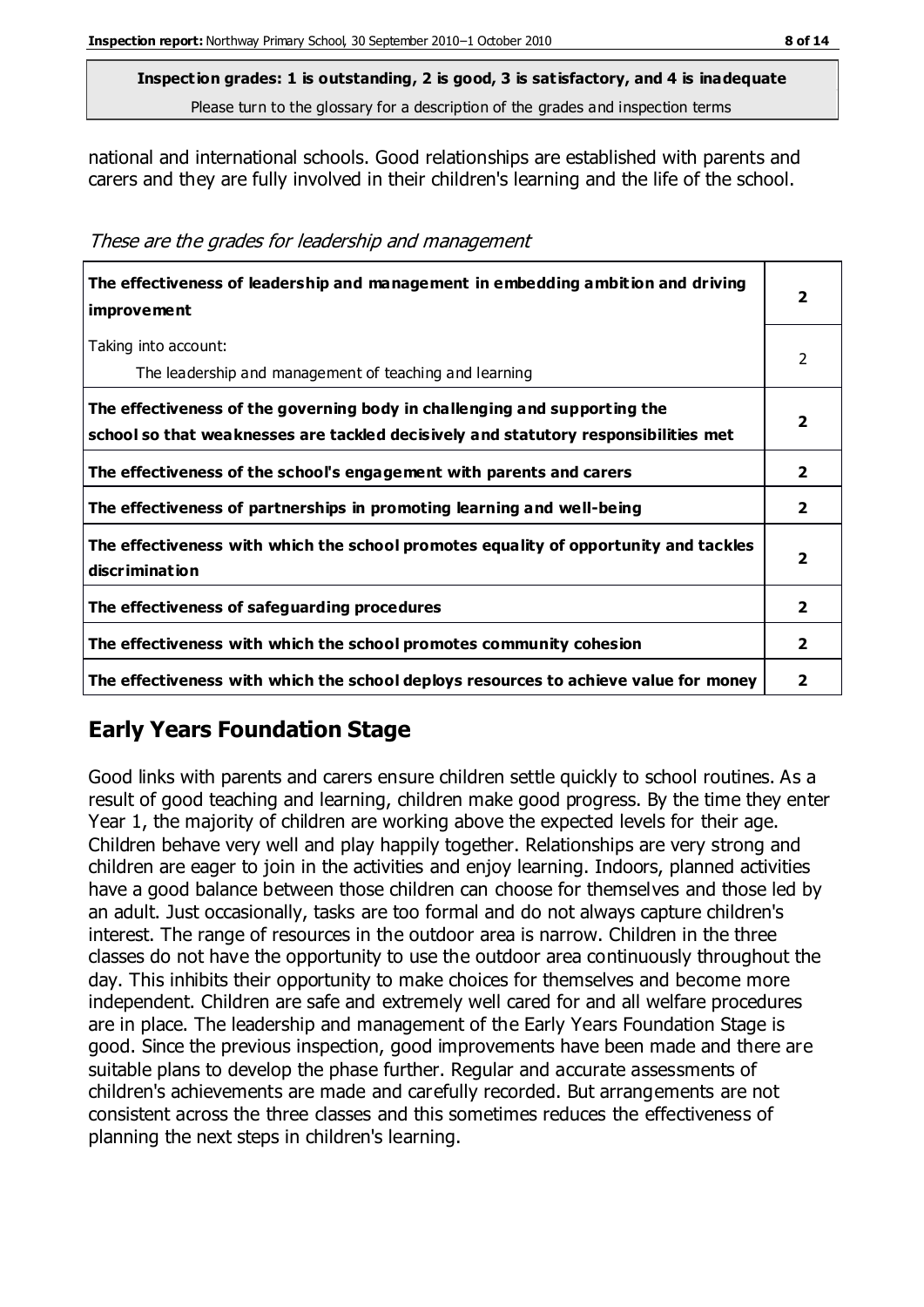**Inspection grades: 1 is outstanding, 2 is good, 3 is satisfactory, and 4 is inadequate**
Please turn to the glossary for a description of the grades and inspection terms

national and international schools. Good relationships are established with parents and carers and they are fully involved in their children's learning and the life of the school.

*These are the grades for leadership and management*

| | |
|---|---|
| **The effectiveness of leadership and management in embedding ambition and driving improvement** | **2** |
| Taking into account:<br>The leadership and management of teaching and learning | 2 |
| **The effectiveness of the governing body in challenging and supporting the school so that weaknesses are tackled decisively and statutory responsibilities met** | **2** |
| **The effectiveness of the school's engagement with parents and carers** | **2** |
| **The effectiveness of partnerships in promoting learning and well-being** | **2** |
| **The effectiveness with which the school promotes equality of opportunity and tackles discrimination** | **2** |
| **The effectiveness of safeguarding procedures** | **2** |
| **The effectiveness with which the school promotes community cohesion** | **2** |
| **The effectiveness with which the school deploys resources to achieve value for money** | **2** |

## Early Years Foundation Stage

Good links with parents and carers ensure children settle quickly to school routines. As a result of good teaching and learning, children make good progress. By the time they enter Year 1, the majority of children are working above the expected levels for their age. Children behave very well and play happily together. Relationships are very strong and children are eager to join in the activities and enjoy learning. Indoors, planned activities have a good balance between those children can choose for themselves and those led by an adult. Just occasionally, tasks are too formal and do not always capture children's interest. The range of resources in the outdoor area is narrow. Children in the three classes do not have the opportunity to use the outdoor area continuously throughout the day. This inhibits their opportunity to make choices for themselves and become more independent. Children are safe and extremely well cared for and all welfare procedures are in place. The leadership and management of the Early Years Foundation Stage is good. Since the previous inspection, good improvements have been made and there are suitable plans to develop the phase further. Regular and accurate assessments of children's achievements are made and carefully recorded. But arrangements are not consistent across the three classes and this sometimes reduces the effectiveness of planning the next steps in children's learning.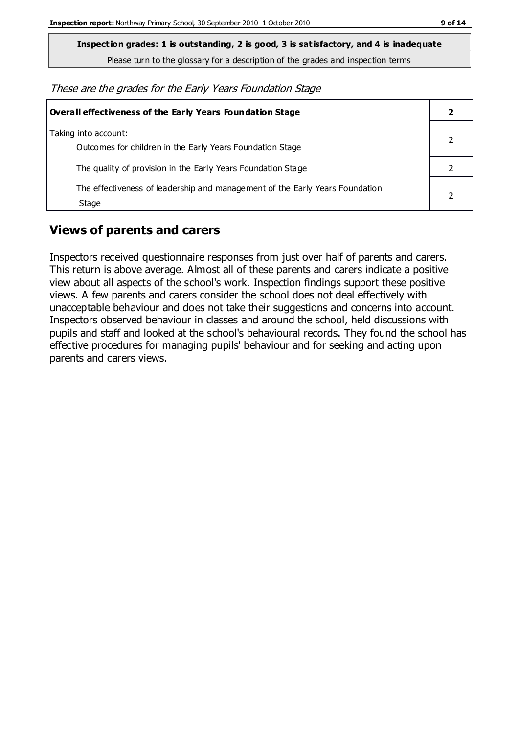**Inspection grades: 1 is outstanding, 2 is good, 3 is satisfactory, and 4 is inadequate**

Please turn to the glossary for a description of the grades and inspection terms

*These are the grades for the Early Years Foundation Stage*

| **Overall effectiveness of the Early Years Foundation Stage** | **2** |
|---|---|
| Taking into account: Outcomes for children in the Early Years Foundation Stage | 2 |
| The quality of provision in the Early Years Foundation Stage | 2 |
| The effectiveness of leadership and management of the Early Years Foundation Stage | 2 |

## Views of parents and carers

Inspectors received questionnaire responses from just over half of parents and carers. This return is above average. Almost all of these parents and carers indicate a positive view about all aspects of the school's work. Inspection findings support these positive views. A few parents and carers consider the school does not deal effectively with unacceptable behaviour and does not take their suggestions and concerns into account. Inspectors observed behaviour in classes and around the school, held discussions with pupils and staff and looked at the school's behavioural records. They found the school has effective procedures for managing pupils' behaviour and for seeking and acting upon parents and carers views.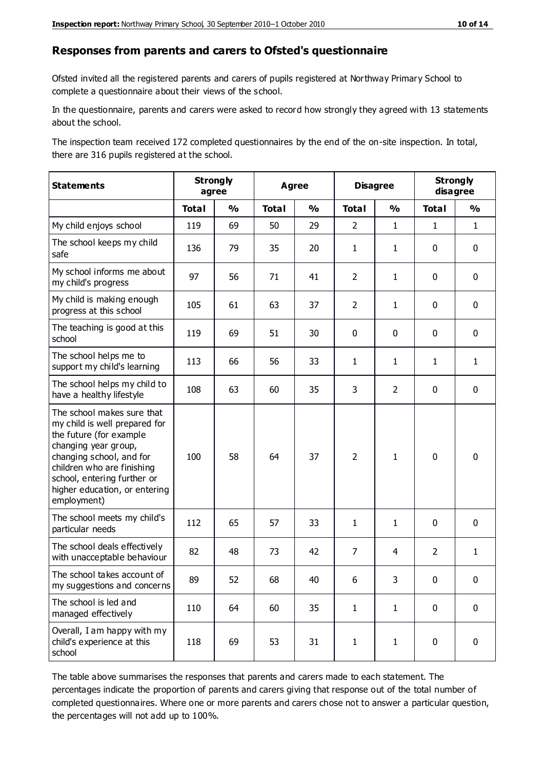## Responses from parents and carers to Ofsted's questionnaire

Ofsted invited all the registered parents and carers of pupils registered at Northway Primary School to complete a questionnaire about their views of the school.

In the questionnaire, parents and carers were asked to record how strongly they agreed with 13 statements about the school.

The inspection team received 172 completed questionnaires by the end of the on-site inspection. In total, there are 316 pupils registered at the school.

| Statements | Strongly agree | | Agree | | Disagree | | Strongly disagree | |
|---|---|---|---|---|---|---|---|---|
| | Total | % | Total | % | Total | % | Total | % |
| My child enjoys school | 119 | 69 | 50 | 29 | 2 | 1 | 1 | 1 |
| The school keeps my child safe | 136 | 79 | 35 | 20 | 1 | 1 | 0 | 0 |
| My school informs me about my child's progress | 97 | 56 | 71 | 41 | 2 | 1 | 0 | 0 |
| My child is making enough progress at this school | 105 | 61 | 63 | 37 | 2 | 1 | 0 | 0 |
| The teaching is good at this school | 119 | 69 | 51 | 30 | 0 | 0 | 0 | 0 |
| The school helps me to support my child's learning | 113 | 66 | 56 | 33 | 1 | 1 | 1 | 1 |
| The school helps my child to have a healthy lifestyle | 108 | 63 | 60 | 35 | 3 | 2 | 0 | 0 |
| The school makes sure that my child is well prepared for the future (for example changing year group, changing school, and for children who are finishing school, entering further or higher education, or entering employment) | 100 | 58 | 64 | 37 | 2 | 1 | 0 | 0 |
| The school meets my child's particular needs | 112 | 65 | 57 | 33 | 1 | 1 | 0 | 0 |
| The school deals effectively with unacceptable behaviour | 82 | 48 | 73 | 42 | 7 | 4 | 2 | 1 |
| The school takes account of my suggestions and concerns | 89 | 52 | 68 | 40 | 6 | 3 | 0 | 0 |
| The school is led and managed effectively | 110 | 64 | 60 | 35 | 1 | 1 | 0 | 0 |
| Overall, I am happy with my child's experience at this school | 118 | 69 | 53 | 31 | 1 | 1 | 0 | 0 |

The table above summarises the responses that parents and carers made to each statement. The percentages indicate the proportion of parents and carers giving that response out of the total number of completed questionnaires. Where one or more parents and carers chose not to answer a particular question, the percentages will not add up to 100%.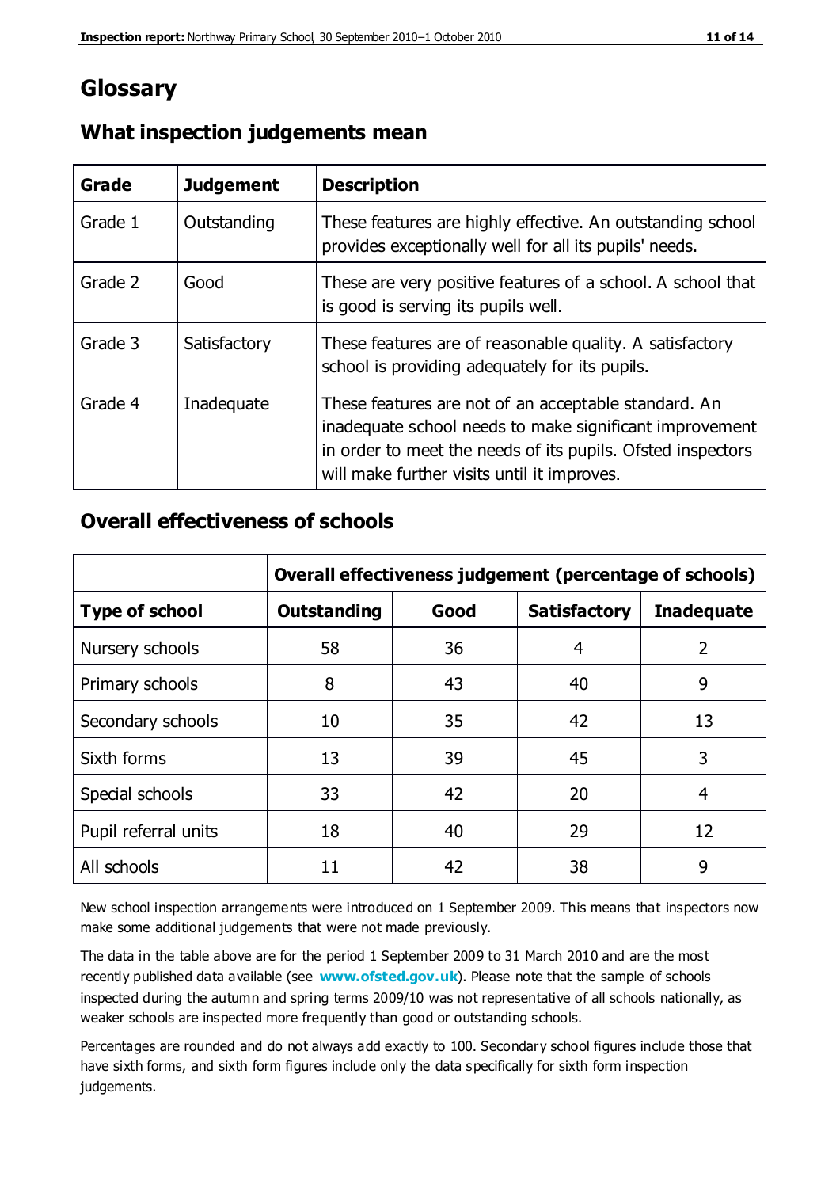# Glossary

## What inspection judgements mean

| Grade | Judgement | Description |
| --- | --- | --- |
| Grade 1 | Outstanding | These features are highly effective. An outstanding school provides exceptionally well for all its pupils' needs. |
| Grade 2 | Good | These are very positive features of a school. A school that is good is serving its pupils well. |
| Grade 3 | Satisfactory | These features are of reasonable quality. A satisfactory school is providing adequately for its pupils. |
| Grade 4 | Inadequate | These features are not of an acceptable standard. An inadequate school needs to make significant improvement in order to meet the needs of its pupils. Ofsted inspectors will make further visits until it improves. |

## Overall effectiveness of schools

| | Overall effectiveness judgement (percentage of schools) | | | |
| --- | --- | --- | --- | --- |
| **Type of school** | **Outstanding** | **Good** | **Satisfactory** | **Inadequate** |
| Nursery schools | 58 | 36 | 4 | 2 |
| Primary schools | 8 | 43 | 40 | 9 |
| Secondary schools | 10 | 35 | 42 | 13 |
| Sixth forms | 13 | 39 | 45 | 3 |
| Special schools | 33 | 42 | 20 | 4 |
| Pupil referral units | 18 | 40 | 29 | 12 |
| All schools | 11 | 42 | 38 | 9 |

New school inspection arrangements were introduced on 1 September 2009. This means that inspectors now make some additional judgements that were not made previously.

The data in the table above are for the period 1 September 2009 to 31 March 2010 and are the most recently published data available (see **www.ofsted.gov.uk**). Please note that the sample of schools inspected during the autumn and spring terms 2009/10 was not representative of all schools nationally, as weaker schools are inspected more frequently than good or outstanding schools.

Percentages are rounded and do not always add exactly to 100. Secondary school figures include those that have sixth forms, and sixth form figures include only the data specifically for sixth form inspection judgements.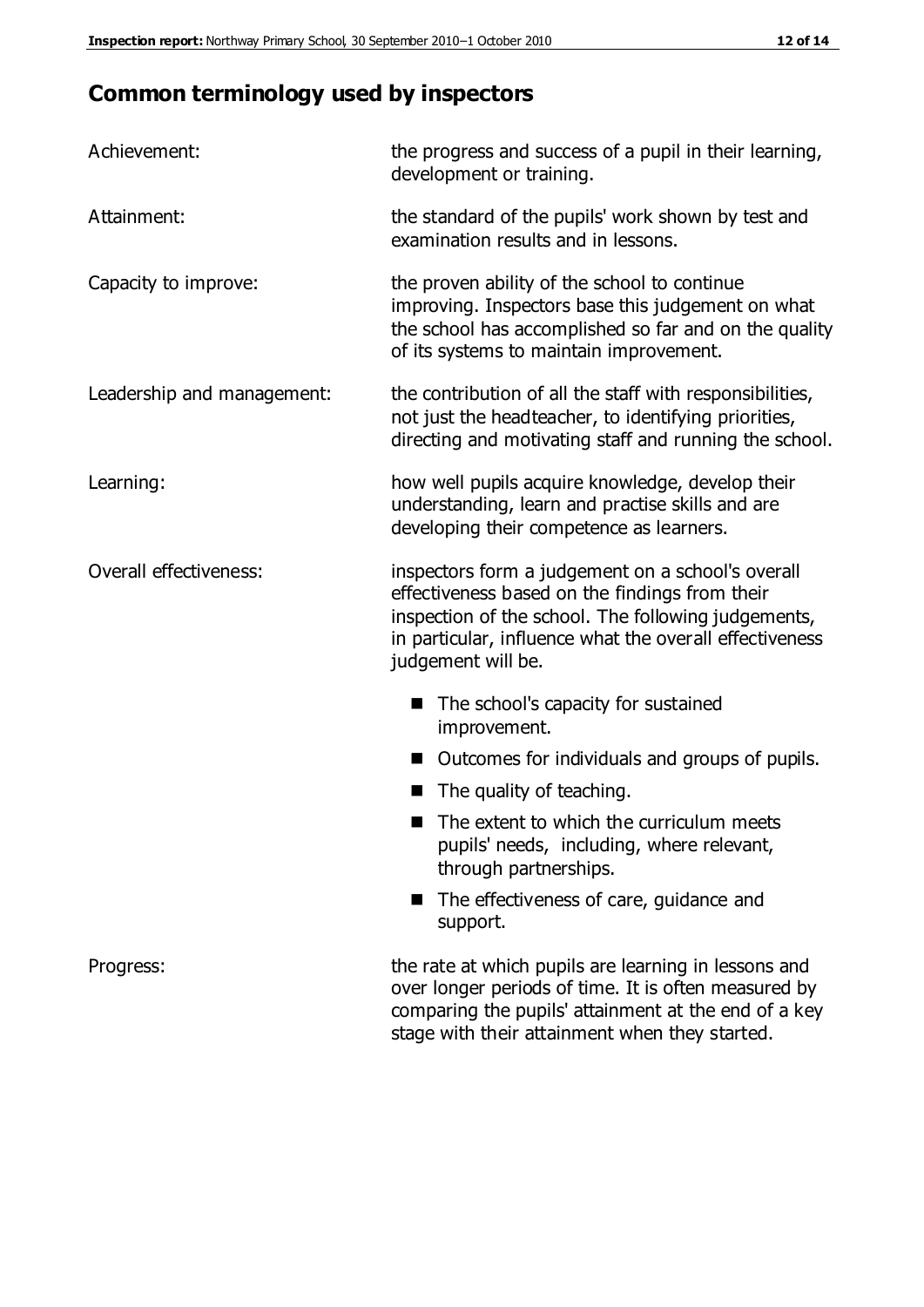## Common terminology used by inspectors

| | |
|---|---|
| Achievement: | the progress and success of a pupil in their learning, development or training. |
| Attainment: | the standard of the pupils' work shown by test and examination results and in lessons. |
| Capacity to improve: | the proven ability of the school to continue improving. Inspectors base this judgement on what the school has accomplished so far and on the quality of its systems to maintain improvement. |
| Leadership and management: | the contribution of all the staff with responsibilities, not just the headteacher, to identifying priorities, directing and motivating staff and running the school. |
| Learning: | how well pupils acquire knowledge, develop their understanding, learn and practise skills and are developing their competence as learners. |
| Overall effectiveness: | inspectors form a judgement on a school's overall effectiveness based on the findings from their inspection of the school. The following judgements, in particular, influence what the overall effectiveness judgement will be. |

- The school's capacity for sustained improvement.
- Outcomes for individuals and groups of pupils.
- The quality of teaching.
- The extent to which the curriculum meets pupils' needs, including, where relevant, through partnerships.
- The effectiveness of care, guidance and support.

| | |
|---|---|
| Progress: | the rate at which pupils are learning in lessons and over longer periods of time. It is often measured by comparing the pupils' attainment at the end of a key stage with their attainment when they started. |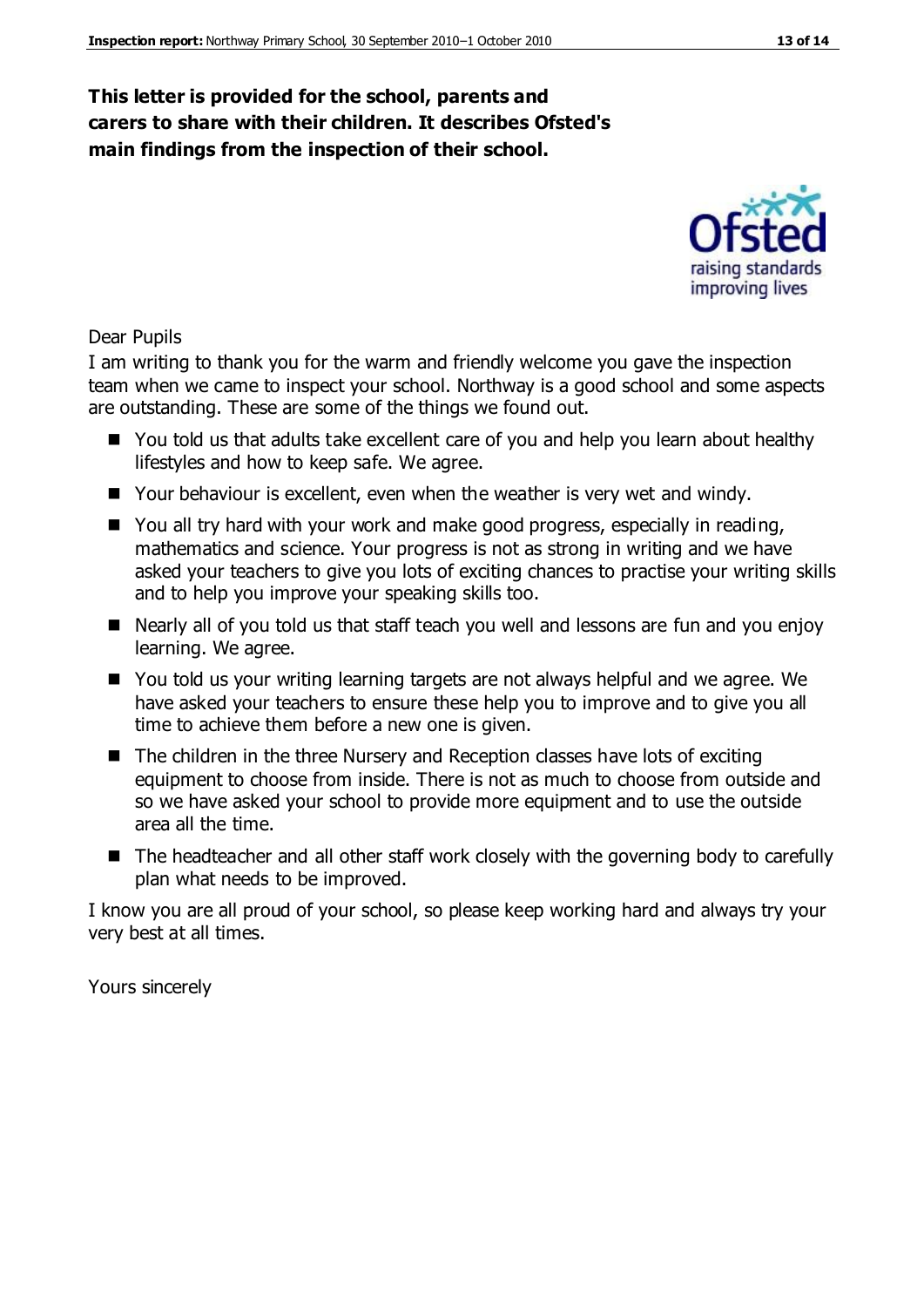**This letter is provided for the school, parents and carers to share with their children. It describes Ofsted's main findings from the inspection of their school.**

Dear Pupils

I am writing to thank you for the warm and friendly welcome you gave the inspection team when we came to inspect your school. Northway is a good school and some aspects are outstanding. These are some of the things we found out.

- You told us that adults take excellent care of you and help you learn about healthy lifestyles and how to keep safe. We agree.
- Your behaviour is excellent, even when the weather is very wet and windy.
- You all try hard with your work and make good progress, especially in reading, mathematics and science. Your progress is not as strong in writing and we have asked your teachers to give you lots of exciting chances to practise your writing skills and to help you improve your speaking skills too.
- Nearly all of you told us that staff teach you well and lessons are fun and you enjoy learning. We agree.
- You told us your writing learning targets are not always helpful and we agree. We have asked your teachers to ensure these help you to improve and to give you all time to achieve them before a new one is given.
- The children in the three Nursery and Reception classes have lots of exciting equipment to choose from inside. There is not as much to choose from outside and so we have asked your school to provide more equipment and to use the outside area all the time.
- The headteacher and all other staff work closely with the governing body to carefully plan what needs to be improved.

I know you are all proud of your school, so please keep working hard and always try your very best at all times.

Yours sincerely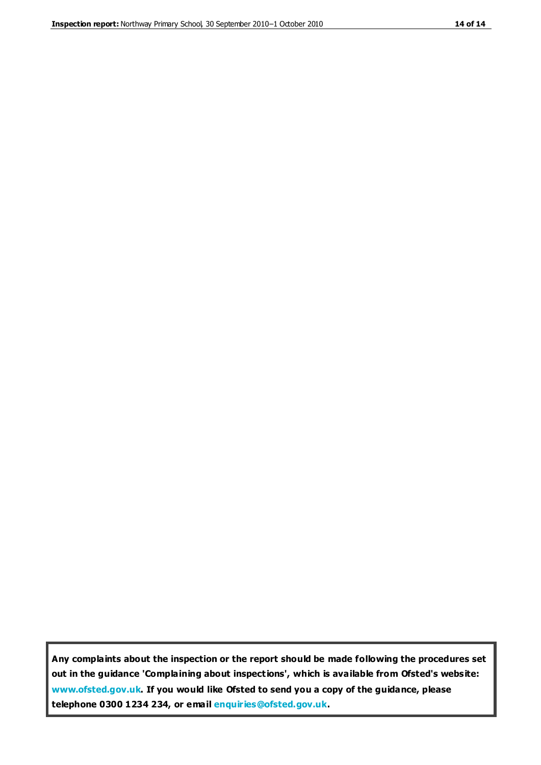**Any complaints about the inspection or the report should be made following the procedures set out in the guidance 'Complaining about inspections', which is available from Ofsted's website: www.ofsted.gov.uk. If you would like Ofsted to send you a copy of the guidance, please telephone 0300 1234 234, or email enquiries@ofsted.gov.uk.**